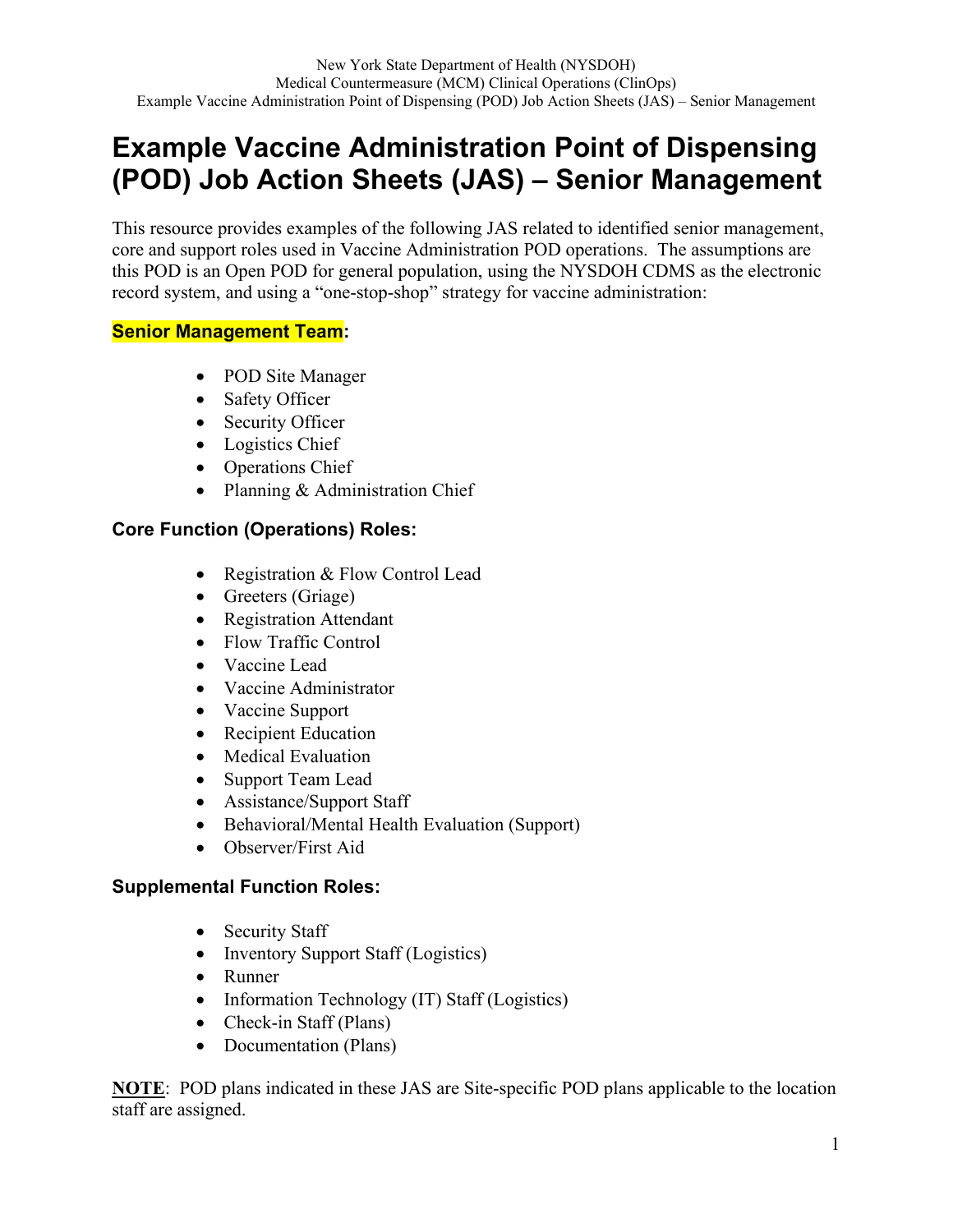# Example Vaccine Administration Point of Dispensing (POD) Job Action Sheets (JAS) – Senior Management

This resource provides examples of the following JAS related to identified senior management, core and support roles used in Vaccine Administration POD operations. The assumptions are this POD is an Open POD for general population, using the NYSDOH CDMS as the electronic record system, and using a "one-stop-shop" strategy for vaccine administration:

**Senior Management Team:**

- POD Site Manager
- Safety Officer
- Security Officer
- Logistics Chief
- Operations Chief
- Planning & Administration Chief

**Core Function (Operations) Roles:**

- Registration & Flow Control Lead
- Greeters (Griage)
- Registration Attendant
- Flow Traffic Control
- Vaccine Lead
- Vaccine Administrator
- Vaccine Support
- Recipient Education
- Medical Evaluation
- Support Team Lead
- Assistance/Support Staff
- Behavioral/Mental Health Evaluation (Support)
- Observer/First Aid

**Supplemental Function Roles:**

- Security Staff
- Inventory Support Staff (Logistics)
- Runner
- Information Technology (IT) Staff (Logistics)
- Check-in Staff (Plans)
- Documentation (Plans)

**NOTE**: POD plans indicated in these JAS are Site-specific POD plans applicable to the location staff are assigned.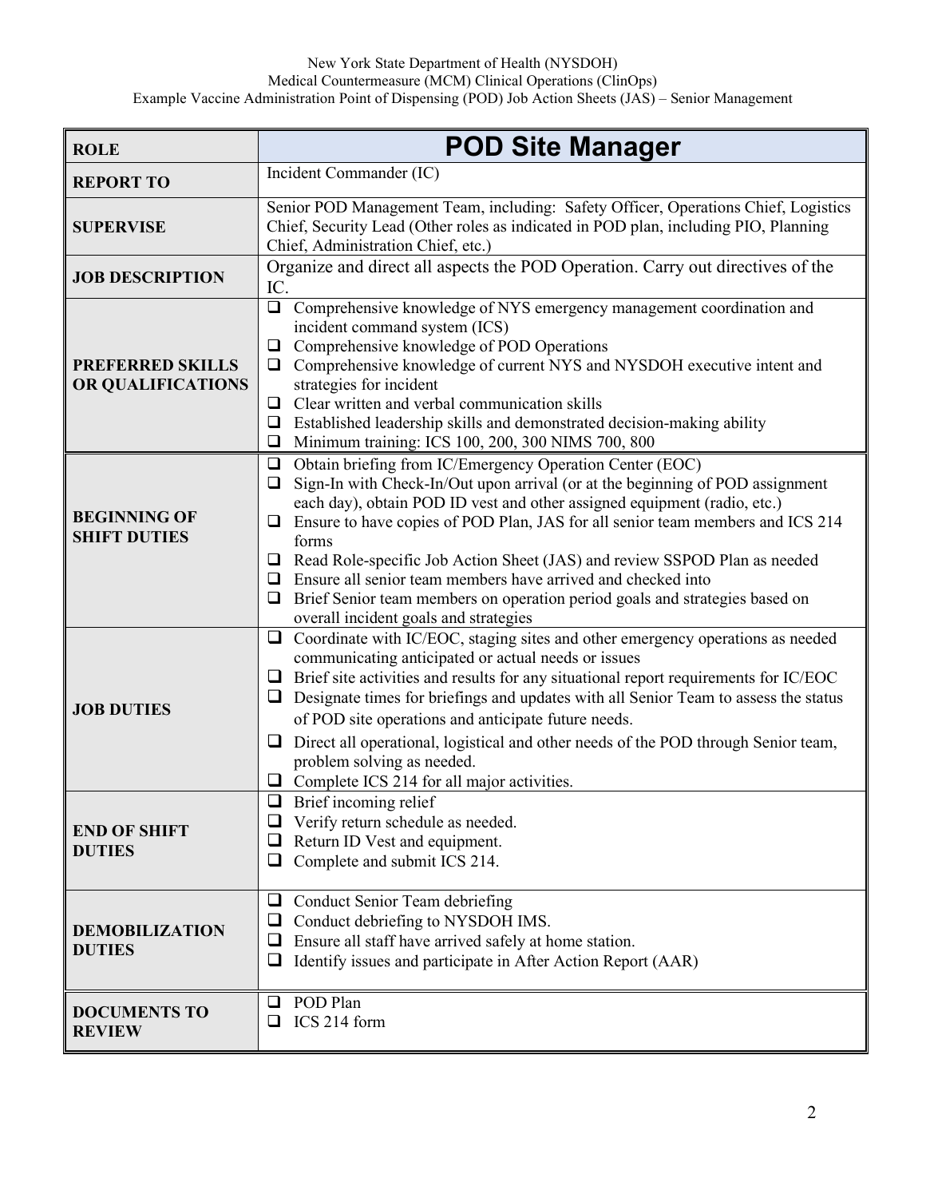| ROLE | POD Site Manager |
| --- | --- |
| **REPORT TO** | Incident Commander (IC) |
| **SUPERVISE** | Senior POD Management Team, including: Safety Officer, Operations Chief, Logistics Chief, Security Lead (Other roles as indicated in POD plan, including PIO, Planning Chief, Administration Chief, etc.) |
| **JOB DESCRIPTION** | Organize and direct all aspects the POD Operation. Carry out directives of the IC. |
| **PREFERRED SKILLS OR QUALIFICATIONS** | ❑ Comprehensive knowledge of NYS emergency management coordination and incident command system (ICS)<br>❑ Comprehensive knowledge of POD Operations<br>❑ Comprehensive knowledge of current NYS and NYSDOH executive intent and strategies for incident<br>❑ Clear written and verbal communication skills<br>❑ Established leadership skills and demonstrated decision-making ability<br>❑ Minimum training: ICS 100, 200, 300 NIMS 700, 800 |
| **BEGINNING OF SHIFT DUTIES** | ❑ Obtain briefing from IC/Emergency Operation Center (EOC)<br>❑ Sign-In with Check-In/Out upon arrival (or at the beginning of POD assignment each day), obtain POD ID vest and other assigned equipment (radio, etc.)<br>❑ Ensure to have copies of POD Plan, JAS for all senior team members and ICS 214 forms<br>❑ Read Role-specific Job Action Sheet (JAS) and review SSPOD Plan as needed<br>❑ Ensure all senior team members have arrived and checked into<br>❑ Brief Senior team members on operation period goals and strategies based on overall incident goals and strategies |
| **JOB DUTIES** | ❑ Coordinate with IC/EOC, staging sites and other emergency operations as needed communicating anticipated or actual needs or issues<br>❑ Brief site activities and results for any situational report requirements for IC/EOC<br>❑ Designate times for briefings and updates with all Senior Team to assess the status of POD site operations and anticipate future needs.<br>❑ Direct all operational, logistical and other needs of the POD through Senior team, problem solving as needed.<br>❑ Complete ICS 214 for all major activities. |
| **END OF SHIFT DUTIES** | ❑ Brief incoming relief<br>❑ Verify return schedule as needed.<br>❑ Return ID Vest and equipment.<br>❑ Complete and submit ICS 214. |
| **DEMOBILIZATION DUTIES** | ❑ Conduct Senior Team debriefing<br>❑ Conduct debriefing to NYSDOH IMS.<br>❑ Ensure all staff have arrived safely at home station.<br>❑ Identify issues and participate in After Action Report (AAR) |
| **DOCUMENTS TO REVIEW** | ❑ POD Plan<br>❑ ICS 214 form |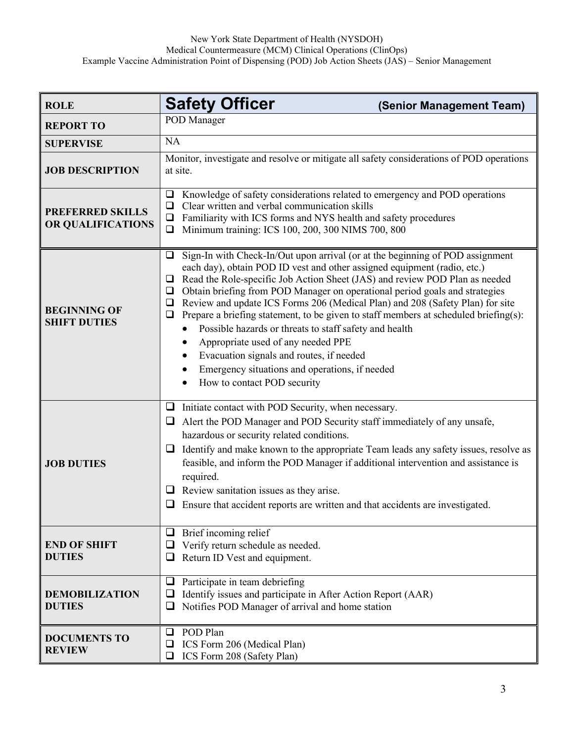| ROLE | **Safety Officer** **(Senior Management Team)** |
|---|---|
| **REPORT TO** | POD Manager |
| **SUPERVISE** | NA |
| **JOB DESCRIPTION** | Monitor, investigate and resolve or mitigate all safety considerations of POD operations at site. |
| **PREFERRED SKILLS OR QUALIFICATIONS** | ❑ Knowledge of safety considerations related to emergency and POD operations<br>❑ Clear written and verbal communication skills<br>❑ Familiarity with ICS forms and NYS health and safety procedures<br>❑ Minimum training: ICS 100, 200, 300 NIMS 700, 800 |
| **BEGINNING OF SHIFT DUTIES** | ❑ Sign-In with Check-In/Out upon arrival (or at the beginning of POD assignment each day), obtain POD ID vest and other assigned equipment (radio, etc.)<br>❑ Read the Role-specific Job Action Sheet (JAS) and review POD Plan as needed<br>❑ Obtain briefing from POD Manager on operational period goals and strategies<br>❑ Review and update ICS Forms 206 (Medical Plan) and 208 (Safety Plan) for site<br>❑ Prepare a briefing statement, to be given to staff members at scheduled briefing(s):<br>• Possible hazards or threats to staff safety and health<br>• Appropriate used of any needed PPE<br>• Evacuation signals and routes, if needed<br>• Emergency situations and operations, if needed<br>• How to contact POD security |
| **JOB DUTIES** | ❑ Initiate contact with POD Security, when necessary.<br>❑ Alert the POD Manager and POD Security staff immediately of any unsafe, hazardous or security related conditions.<br>❑ Identify and make known to the appropriate Team leads any safety issues, resolve as feasible, and inform the POD Manager if additional intervention and assistance is required.<br>❑ Review sanitation issues as they arise.<br>❑ Ensure that accident reports are written and that accidents are investigated. |
| **END OF SHIFT DUTIES** | ❑ Brief incoming relief<br>❑ Verify return schedule as needed.<br>❑ Return ID Vest and equipment. |
| **DEMOBILIZATION DUTIES** | ❑ Participate in team debriefing<br>❑ Identify issues and participate in After Action Report (AAR)<br>❑ Notifies POD Manager of arrival and home station |
| **DOCUMENTS TO REVIEW** | ❑ POD Plan<br>❑ ICS Form 206 (Medical Plan)<br>❑ ICS Form 208 (Safety Plan) |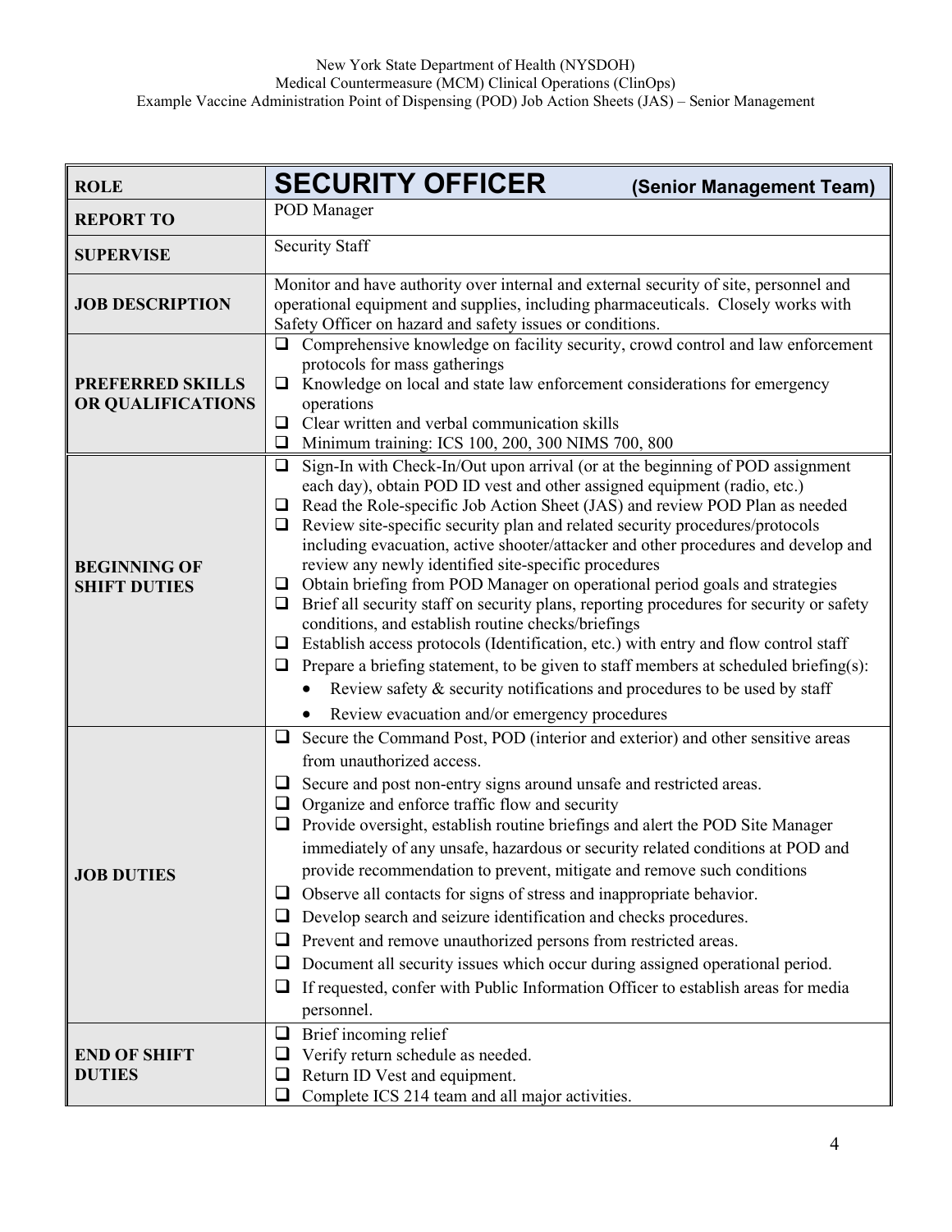| ROLE | **SECURITY OFFICER** (Senior Management Team) |
|---|---|
| **REPORT TO** | POD Manager |
| **SUPERVISE** | Security Staff |
| **JOB DESCRIPTION** | Monitor and have authority over internal and external security of site, personnel and operational equipment and supplies, including pharmaceuticals. Closely works with Safety Officer on hazard and safety issues or conditions. |
| **PREFERRED SKILLS OR QUALIFICATIONS** | ❑ Comprehensive knowledge on facility security, crowd control and law enforcement protocols for mass gatherings<br>❑ Knowledge on local and state law enforcement considerations for emergency operations<br>❑ Clear written and verbal communication skills<br>❑ Minimum training: ICS 100, 200, 300 NIMS 700, 800 |
| **BEGINNING OF SHIFT DUTIES** | ❑ Sign-In with Check-In/Out upon arrival (or at the beginning of POD assignment each day), obtain POD ID vest and other assigned equipment (radio, etc.)<br>❑ Read the Role-specific Job Action Sheet (JAS) and review POD Plan as needed<br>❑ Review site-specific security plan and related security procedures/protocols including evacuation, active shooter/attacker and other procedures and develop and review any newly identified site-specific procedures<br>❑ Obtain briefing from POD Manager on operational period goals and strategies<br>❑ Brief all security staff on security plans, reporting procedures for security or safety conditions, and establish routine checks/briefings<br>❑ Establish access protocols (Identification, etc.) with entry and flow control staff<br>❑ Prepare a briefing statement, to be given to staff members at scheduled briefing(s):<br>• Review safety & security notifications and procedures to be used by staff<br>• Review evacuation and/or emergency procedures |
| **JOB DUTIES** | ❑ Secure the Command Post, POD (interior and exterior) and other sensitive areas from unauthorized access.<br>❑ Secure and post non-entry signs around unsafe and restricted areas.<br>❑ Organize and enforce traffic flow and security<br>❑ Provide oversight, establish routine briefings and alert the POD Site Manager immediately of any unsafe, hazardous or security related conditions at POD and provide recommendation to prevent, mitigate and remove such conditions<br>❑ Observe all contacts for signs of stress and inappropriate behavior.<br>❑ Develop search and seizure identification and checks procedures.<br>❑ Prevent and remove unauthorized persons from restricted areas.<br>❑ Document all security issues which occur during assigned operational period.<br>❑ If requested, confer with Public Information Officer to establish areas for media personnel. |
| **END OF SHIFT DUTIES** | ❑ Brief incoming relief<br>❑ Verify return schedule as needed.<br>❑ Return ID Vest and equipment.<br>❑ Complete ICS 214 team and all major activities. |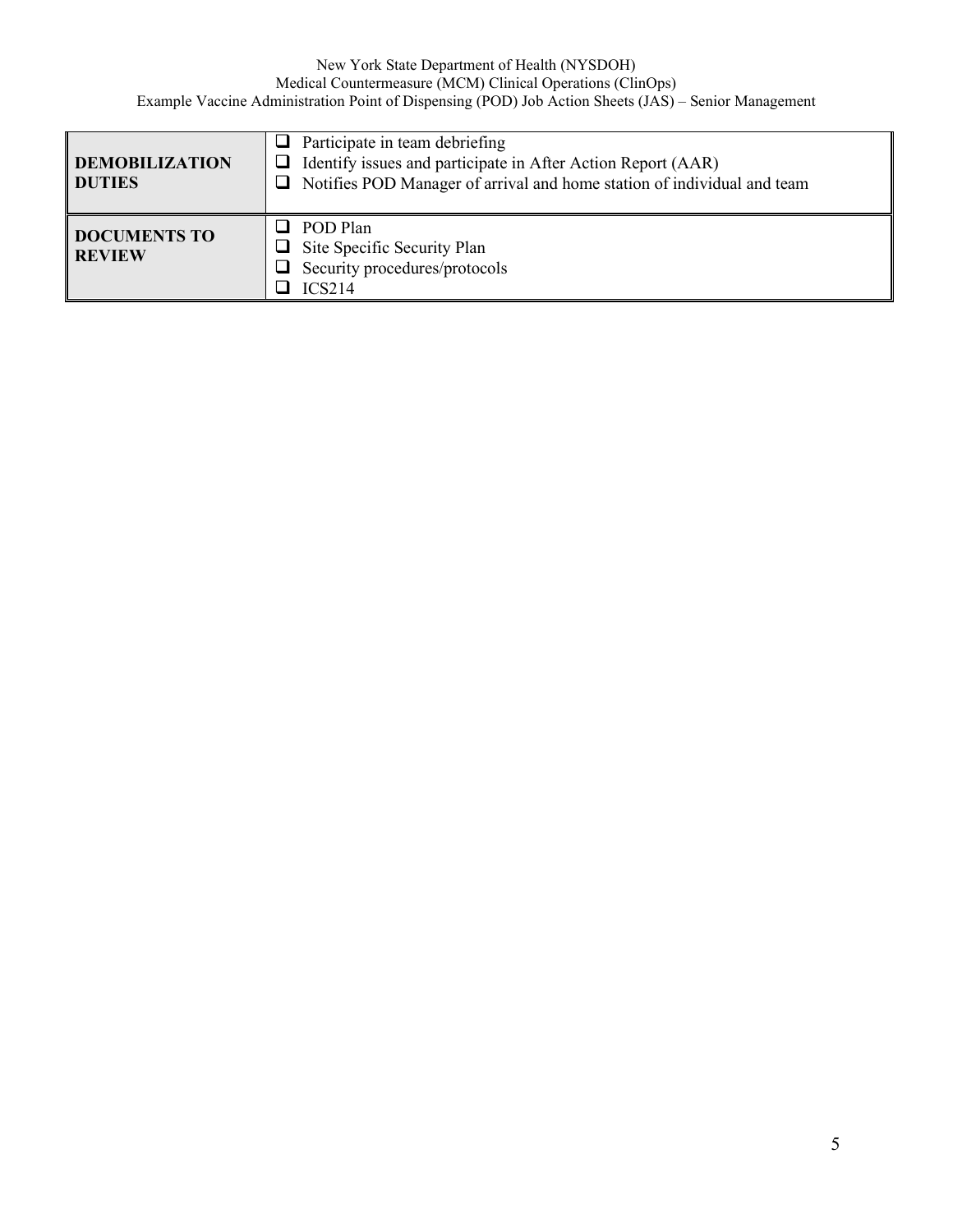| | |
|---|---|
| **DEMOBILIZATION DUTIES** | ❑ Participate in team debriefing<br>❑ Identify issues and participate in After Action Report (AAR)<br>❑ Notifies POD Manager of arrival and home station of individual and team |
| **DOCUMENTS TO REVIEW** | ❑ POD Plan<br>❑ Site Specific Security Plan<br>❑ Security procedures/protocols<br>❑ ICS214 |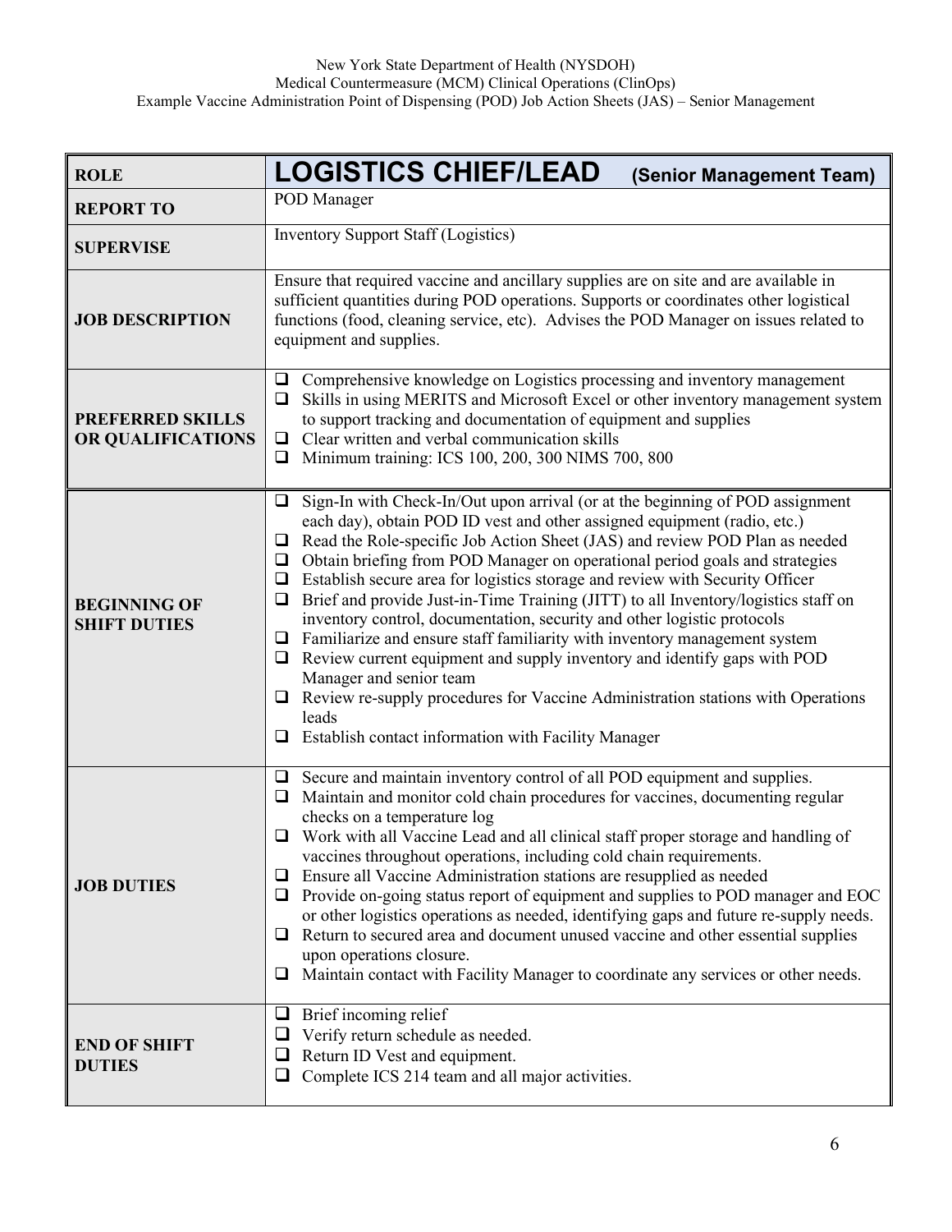| ROLE | **LOGISTICS CHIEF/LEAD** (Senior Management Team) |
|---|---|
| **REPORT TO** | POD Manager |
| **SUPERVISE** | Inventory Support Staff (Logistics) |
| **JOB DESCRIPTION** | Ensure that required vaccine and ancillary supplies are on site and are available in sufficient quantities during POD operations. Supports or coordinates other logistical functions (food, cleaning service, etc). Advises the POD Manager on issues related to equipment and supplies. |
| **PREFERRED SKILLS OR QUALIFICATIONS** | ❑ Comprehensive knowledge on Logistics processing and inventory management<br>❑ Skills in using MERITS and Microsoft Excel or other inventory management system to support tracking and documentation of equipment and supplies<br>❑ Clear written and verbal communication skills<br>❑ Minimum training: ICS 100, 200, 300 NIMS 700, 800 |
| **BEGINNING OF SHIFT DUTIES** | ❑ Sign-In with Check-In/Out upon arrival (or at the beginning of POD assignment each day), obtain POD ID vest and other assigned equipment (radio, etc.)<br>❑ Read the Role-specific Job Action Sheet (JAS) and review POD Plan as needed<br>❑ Obtain briefing from POD Manager on operational period goals and strategies<br>❑ Establish secure area for logistics storage and review with Security Officer<br>❑ Brief and provide Just-in-Time Training (JITT) to all Inventory/logistics staff on inventory control, documentation, security and other logistic protocols<br>❑ Familiarize and ensure staff familiarity with inventory management system<br>❑ Review current equipment and supply inventory and identify gaps with POD Manager and senior team<br>❑ Review re-supply procedures for Vaccine Administration stations with Operations leads<br>❑ Establish contact information with Facility Manager |
| **JOB DUTIES** | ❑ Secure and maintain inventory control of all POD equipment and supplies.<br>❑ Maintain and monitor cold chain procedures for vaccines, documenting regular checks on a temperature log<br>❑ Work with all Vaccine Lead and all clinical staff proper storage and handling of vaccines throughout operations, including cold chain requirements.<br>❑ Ensure all Vaccine Administration stations are resupplied as needed<br>❑ Provide on-going status report of equipment and supplies to POD manager and EOC or other logistics operations as needed, identifying gaps and future re-supply needs.<br>❑ Return to secured area and document unused vaccine and other essential supplies upon operations closure.<br>❑ Maintain contact with Facility Manager to coordinate any services or other needs. |
| **END OF SHIFT DUTIES** | ❑ Brief incoming relief<br>❑ Verify return schedule as needed.<br>❑ Return ID Vest and equipment.<br>❑ Complete ICS 214 team and all major activities. |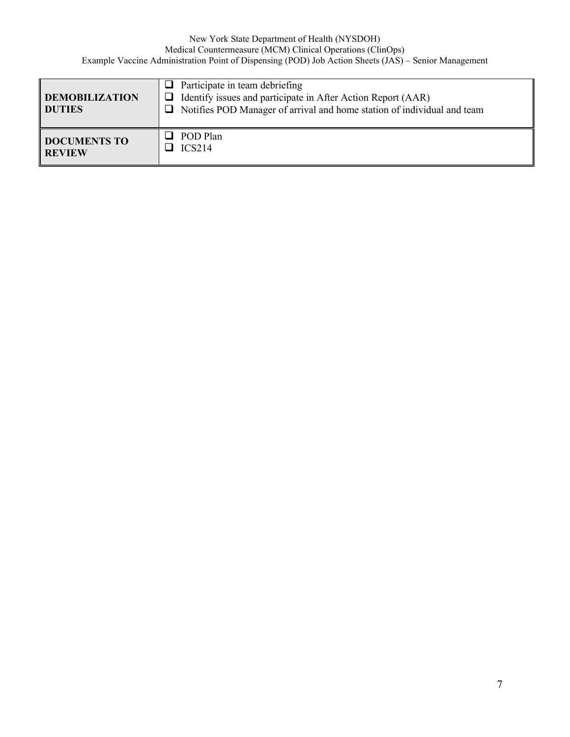| | |
|---|---|
| **DEMOBILIZATION DUTIES** | ❑ Participate in team debriefing<br>❑ Identify issues and participate in After Action Report (AAR)<br>❑ Notifies POD Manager of arrival and home station of individual and team |
| **DOCUMENTS TO REVIEW** | ❑ POD Plan<br>❑ ICS214 |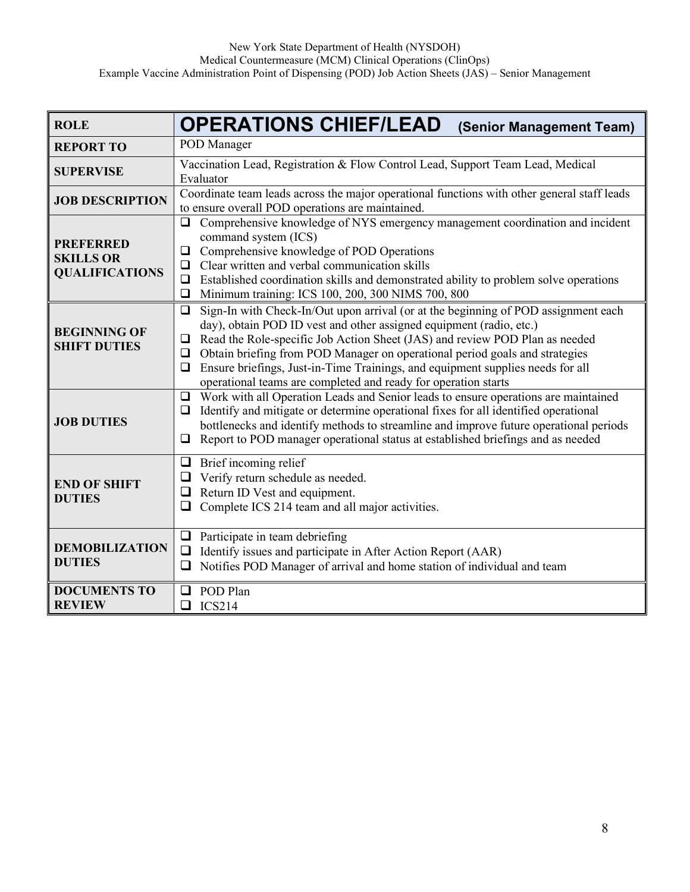| ROLE | OPERATIONS CHIEF/LEAD (Senior Management Team) |
| --- | --- |
| REPORT TO | POD Manager |
| SUPERVISE | Vaccination Lead, Registration & Flow Control Lead, Support Team Lead, Medical Evaluator |
| JOB DESCRIPTION | Coordinate team leads across the major operational functions with other general staff leads to ensure overall POD operations are maintained. |
| PREFERRED SKILLS OR QUALIFICATIONS | ❑ Comprehensive knowledge of NYS emergency management coordination and incident command system (ICS)<br>❑ Comprehensive knowledge of POD Operations<br>❑ Clear written and verbal communication skills<br>❑ Established coordination skills and demonstrated ability to problem solve operations<br>❑ Minimum training: ICS 100, 200, 300 NIMS 700, 800 |
| BEGINNING OF SHIFT DUTIES | ❑ Sign-In with Check-In/Out upon arrival (or at the beginning of POD assignment each day), obtain POD ID vest and other assigned equipment (radio, etc.)<br>❑ Read the Role-specific Job Action Sheet (JAS) and review POD Plan as needed<br>❑ Obtain briefing from POD Manager on operational period goals and strategies<br>❑ Ensure briefings, Just-in-Time Trainings, and equipment supplies needs for all operational teams are completed and ready for operation starts |
| JOB DUTIES | ❑ Work with all Operation Leads and Senior leads to ensure operations are maintained<br>❑ Identify and mitigate or determine operational fixes for all identified operational bottlenecks and identify methods to streamline and improve future operational periods<br>❑ Report to POD manager operational status at established briefings and as needed |
| END OF SHIFT DUTIES | ❑ Brief incoming relief<br>❑ Verify return schedule as needed.<br>❑ Return ID Vest and equipment.<br>❑ Complete ICS 214 team and all major activities. |
| DEMOBILIZATION DUTIES | ❑ Participate in team debriefing<br>❑ Identify issues and participate in After Action Report (AAR)<br>❑ Notifies POD Manager of arrival and home station of individual and team |
| DOCUMENTS TO REVIEW | ❑ POD Plan<br>❑ ICS214 |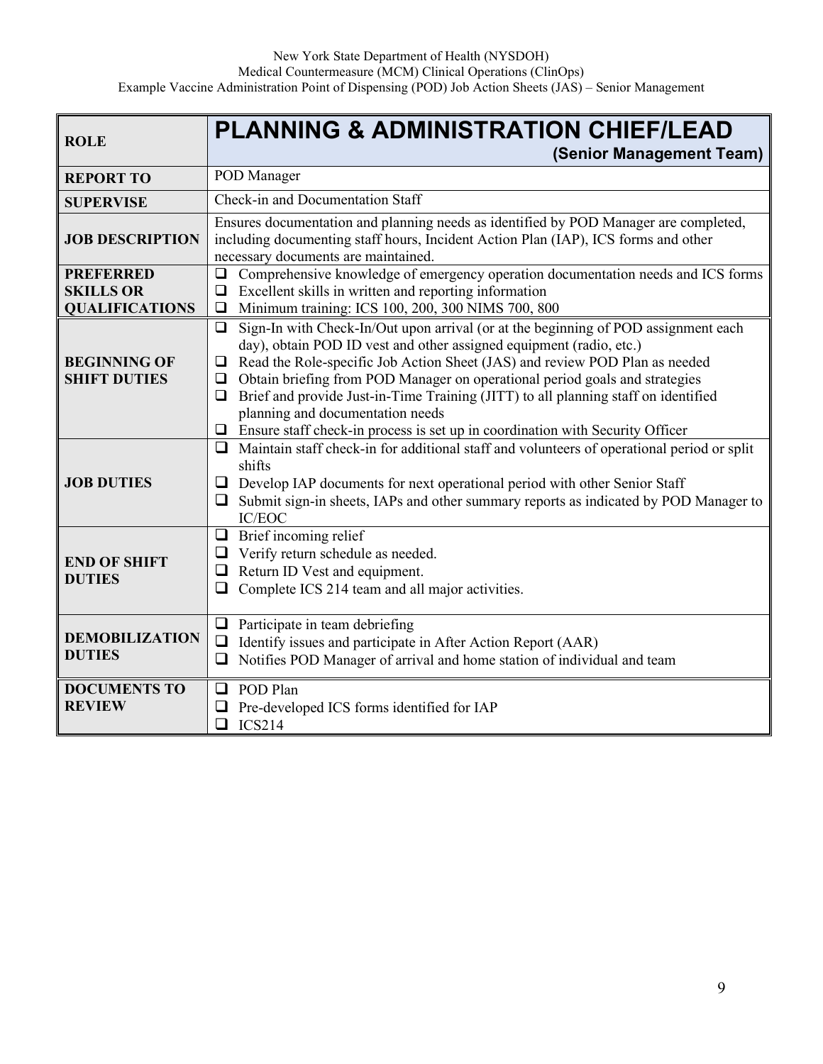| ROLE | PLANNING & ADMINISTRATION CHIEF/LEAD (Senior Management Team) |
|---|---|
| REPORT TO | POD Manager |
| SUPERVISE | Check-in and Documentation Staff |
| JOB DESCRIPTION | Ensures documentation and planning needs as identified by POD Manager are completed, including documenting staff hours, Incident Action Plan (IAP), ICS forms and other necessary documents are maintained. |
| PREFERRED SKILLS OR QUALIFICATIONS | ❑ Comprehensive knowledge of emergency operation documentation needs and ICS forms<br>❑ Excellent skills in written and reporting information<br>❑ Minimum training: ICS 100, 200, 300 NIMS 700, 800 |
| BEGINNING OF SHIFT DUTIES | ❑ Sign-In with Check-In/Out upon arrival (or at the beginning of POD assignment each day), obtain POD ID vest and other assigned equipment (radio, etc.)<br>❑ Read the Role-specific Job Action Sheet (JAS) and review POD Plan as needed<br>❑ Obtain briefing from POD Manager on operational period goals and strategies<br>❑ Brief and provide Just-in-Time Training (JITT) to all planning staff on identified planning and documentation needs<br>❑ Ensure staff check-in process is set up in coordination with Security Officer |
| JOB DUTIES | ❑ Maintain staff check-in for additional staff and volunteers of operational period or split shifts<br>❑ Develop IAP documents for next operational period with other Senior Staff<br>❑ Submit sign-in sheets, IAPs and other summary reports as indicated by POD Manager to IC/EOC |
| END OF SHIFT DUTIES | ❑ Brief incoming relief<br>❑ Verify return schedule as needed.<br>❑ Return ID Vest and equipment.<br>❑ Complete ICS 214 team and all major activities. |
| DEMOBILIZATION DUTIES | ❑ Participate in team debriefing<br>❑ Identify issues and participate in After Action Report (AAR)<br>❑ Notifies POD Manager of arrival and home station of individual and team |
| DOCUMENTS TO REVIEW | ❑ POD Plan<br>❑ Pre-developed ICS forms identified for IAP<br>❑ ICS214 |